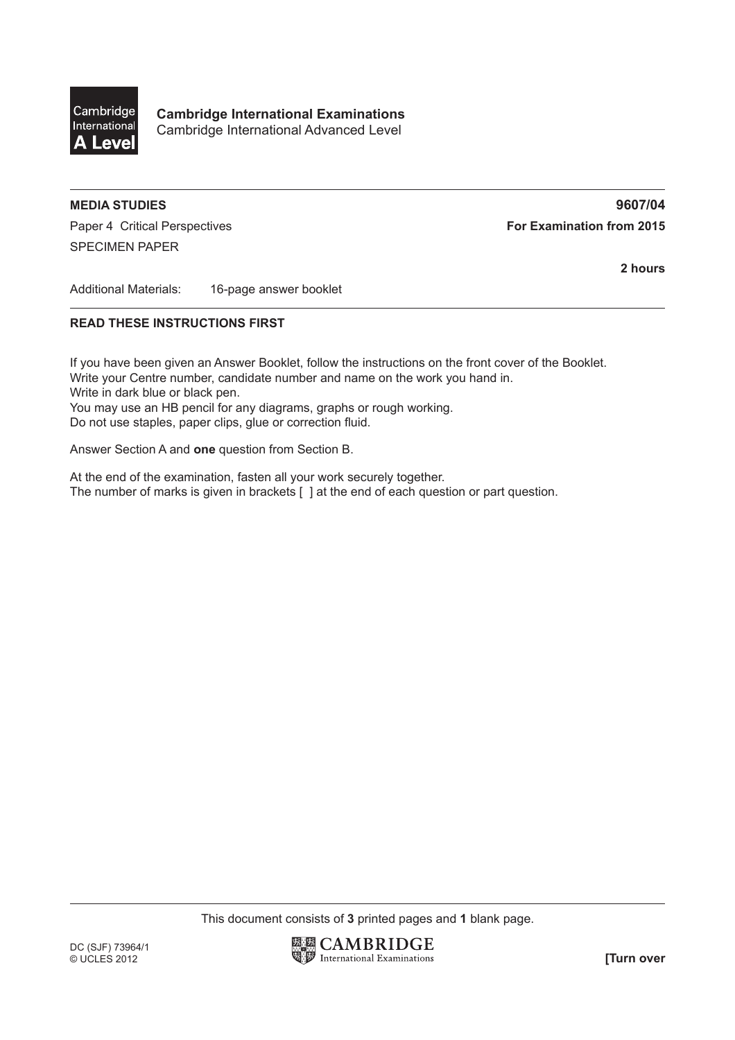**Cambridge International Examinations**
Cambridge International Advanced Level

**MEDIA STUDIES** **9607/04**

Paper 4 Critical Perspectives **For Examination from 2015**

SPECIMEN PAPER

**2 hours**

Additional Materials: 16-page answer booklet

**READ THESE INSTRUCTIONS FIRST**

If you have been given an Answer Booklet, follow the instructions on the front cover of the Booklet.
Write your Centre number, candidate number and name on the work you hand in.
Write in dark blue or black pen.
You may use an HB pencil for any diagrams, graphs or rough working.
Do not use staples, paper clips, glue or correction fluid.

Answer Section A and **one** question from Section B.

At the end of the examination, fasten all your work securely together.
The number of marks is given in brackets [ ] at the end of each question or part question.

This document consists of **3** printed pages and **1** blank page.

DC (SJF) 73964/1
© UCLES 2012

**[Turn over**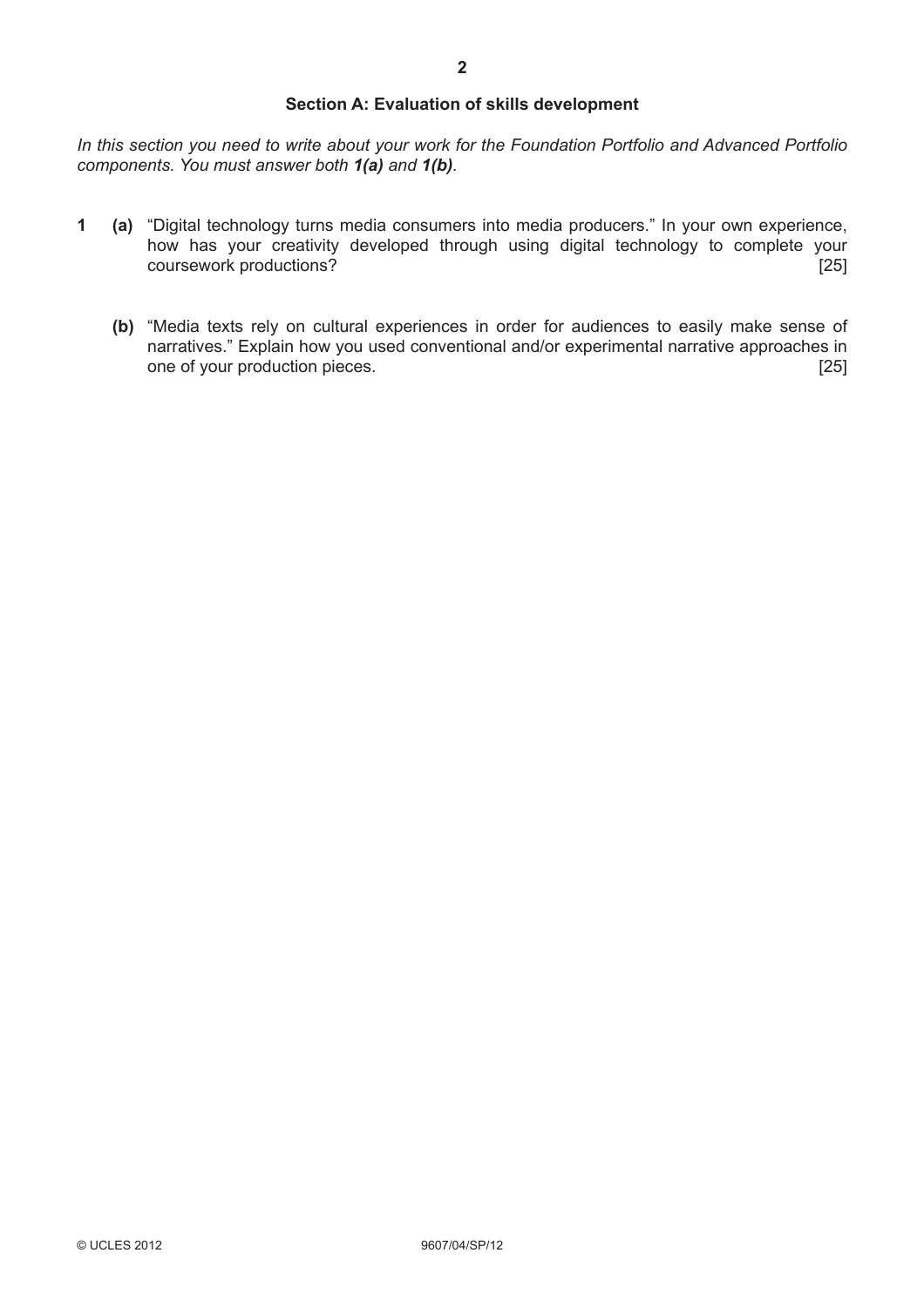## Section A: Evaluation of skills development

*In this section you need to write about your work for the Foundation Portfolio and Advanced Portfolio components. You must answer both **1(a)** and **1(b)**.*

**1** **(a)** "Digital technology turns media consumers into media producers." In your own experience, how has your creativity developed through using digital technology to complete your coursework productions? [25]

**(b)** "Media texts rely on cultural experiences in order for audiences to easily make sense of narratives." Explain how you used conventional and/or experimental narrative approaches in one of your production pieces. [25]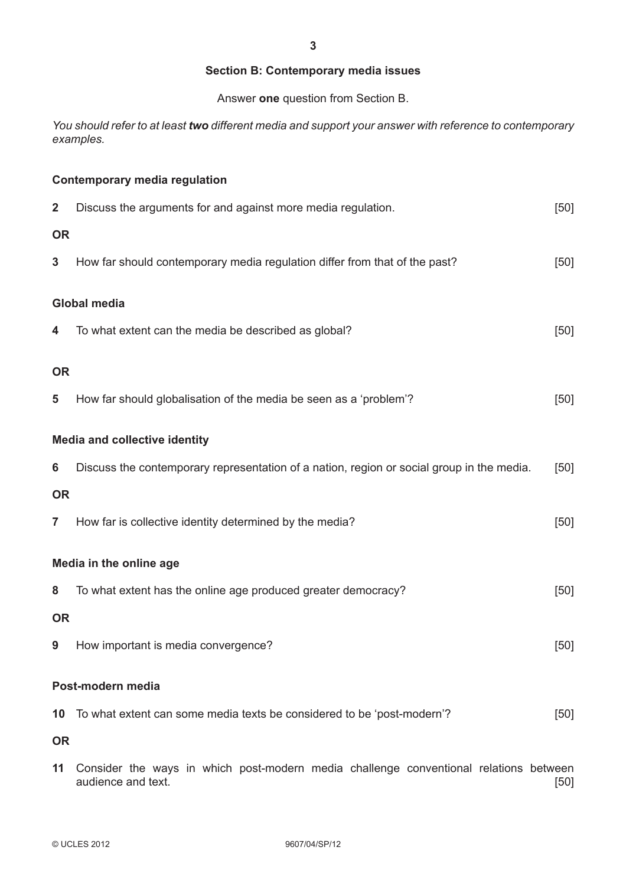## Section B: Contemporary media issues

Answer **one** question from Section B.

*You should refer to at least **two** different media and support your answer with reference to contemporary examples.*

### Contemporary media regulation

**2** Discuss the arguments for and against more media regulation. [50]

**OR**

**3** How far should contemporary media regulation differ from that of the past? [50]

### Global media

**4** To what extent can the media be described as global? [50]

**OR**

**5** How far should globalisation of the media be seen as a 'problem'? [50]

### Media and collective identity

**6** Discuss the contemporary representation of a nation, region or social group in the media. [50]

**OR**

**7** How far is collective identity determined by the media? [50]

### Media in the online age

**8** To what extent has the online age produced greater democracy? [50]

**OR**

**9** How important is media convergence? [50]

### Post-modern media

**10** To what extent can some media texts be considered to be 'post-modern'? [50]

**OR**

**11** Consider the ways in which post-modern media challenge conventional relations between audience and text. [50]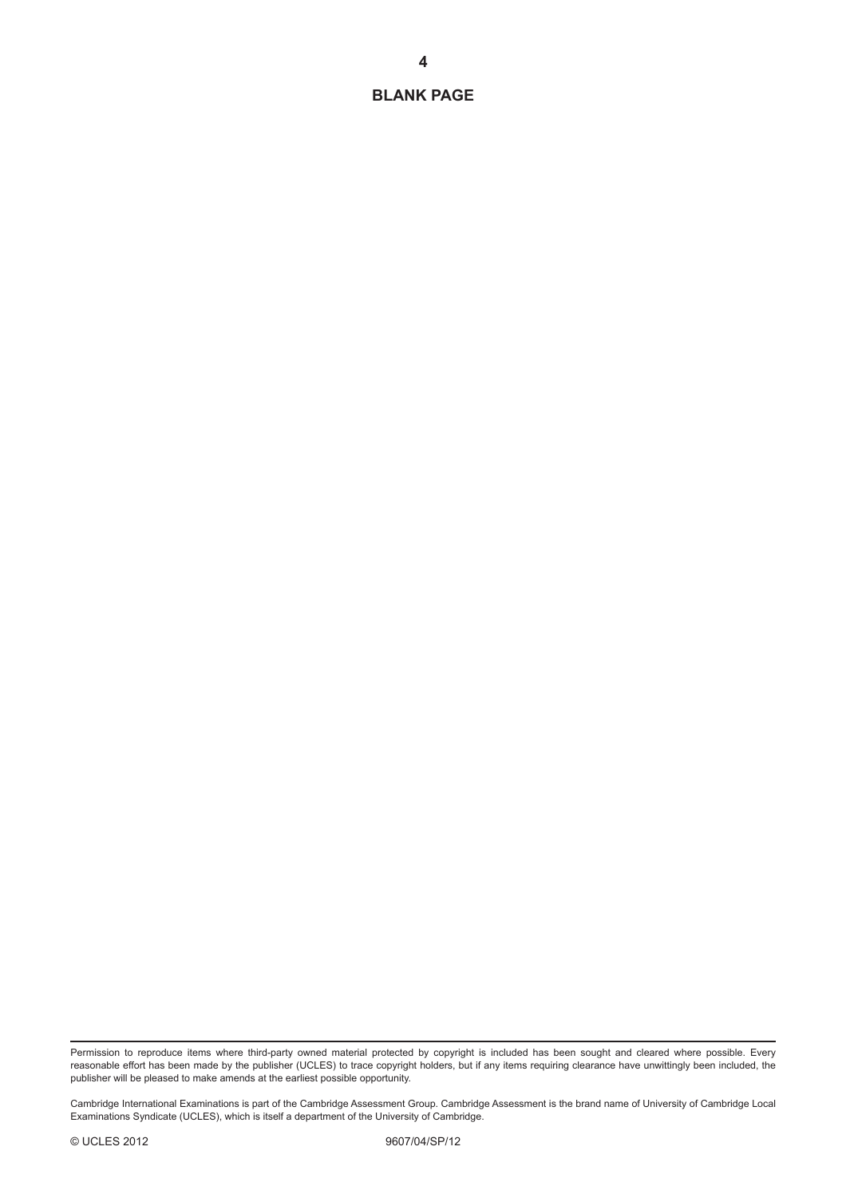**BLANK PAGE**

Permission to reproduce items where third-party owned material protected by copyright is included has been sought and cleared where possible. Every reasonable effort has been made by the publisher (UCLES) to trace copyright holders, but if any items requiring clearance have unwittingly been included, the publisher will be pleased to make amends at the earliest possible opportunity.

Cambridge International Examinations is part of the Cambridge Assessment Group. Cambridge Assessment is the brand name of University of Cambridge Local Examinations Syndicate (UCLES), which is itself a department of the University of Cambridge.

© UCLES 2012 9607/04/SP/12